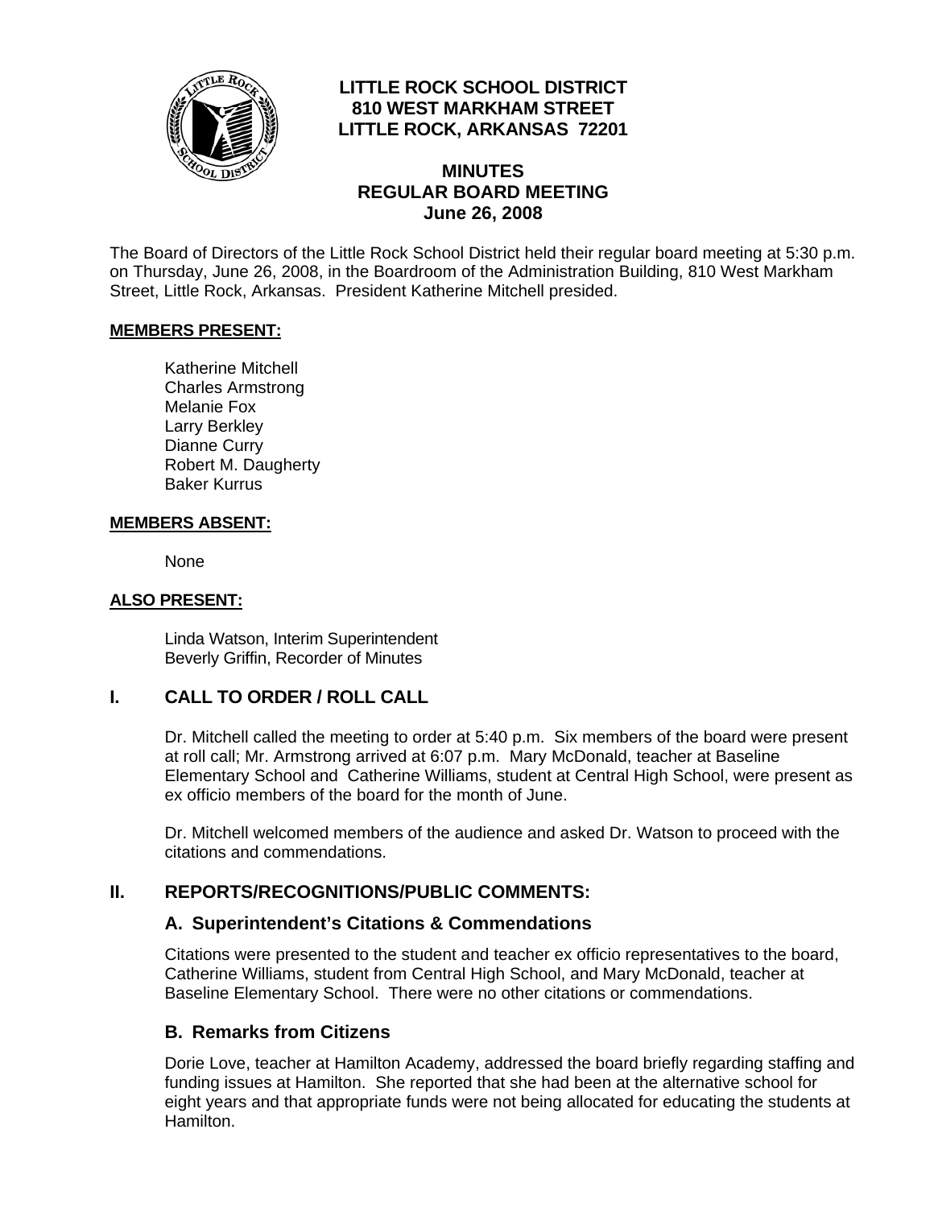# LITTLE ROCK SCHOOL DISTRICT
## 810 WEST MARKHAM STREET
## LITTLE ROCK, ARKANSAS 72201

## MINUTES
## REGULAR BOARD MEETING
## June 26, 2008

The Board of Directors of the Little Rock School District held their regular board meeting at 5:30 p.m. on Thursday, June 26, 2008, in the Boardroom of the Administration Building, 810 West Markham Street, Little Rock, Arkansas. President Katherine Mitchell presided.

**MEMBERS PRESENT:**

Katherine Mitchell
Charles Armstrong
Melanie Fox
Larry Berkley
Dianne Curry
Robert M. Daugherty
Baker Kurrus

**MEMBERS ABSENT:**

None

**ALSO PRESENT:**

Linda Watson, Interim Superintendent
Beverly Griffin, Recorder of Minutes

## I. CALL TO ORDER / ROLL CALL

Dr. Mitchell called the meeting to order at 5:40 p.m. Six members of the board were present at roll call; Mr. Armstrong arrived at 6:07 p.m. Mary McDonald, teacher at Baseline Elementary School and Catherine Williams, student at Central High School, were present as ex officio members of the board for the month of June.

Dr. Mitchell welcomed members of the audience and asked Dr. Watson to proceed with the citations and commendations.

## II. REPORTS/RECOGNITIONS/PUBLIC COMMENTS:

### A. Superintendent's Citations & Commendations

Citations were presented to the student and teacher ex officio representatives to the board, Catherine Williams, student from Central High School, and Mary McDonald, teacher at Baseline Elementary School. There were no other citations or commendations.

### B. Remarks from Citizens

Dorie Love, teacher at Hamilton Academy, addressed the board briefly regarding staffing and funding issues at Hamilton. She reported that she had been at the alternative school for eight years and that appropriate funds were not being allocated for educating the students at Hamilton.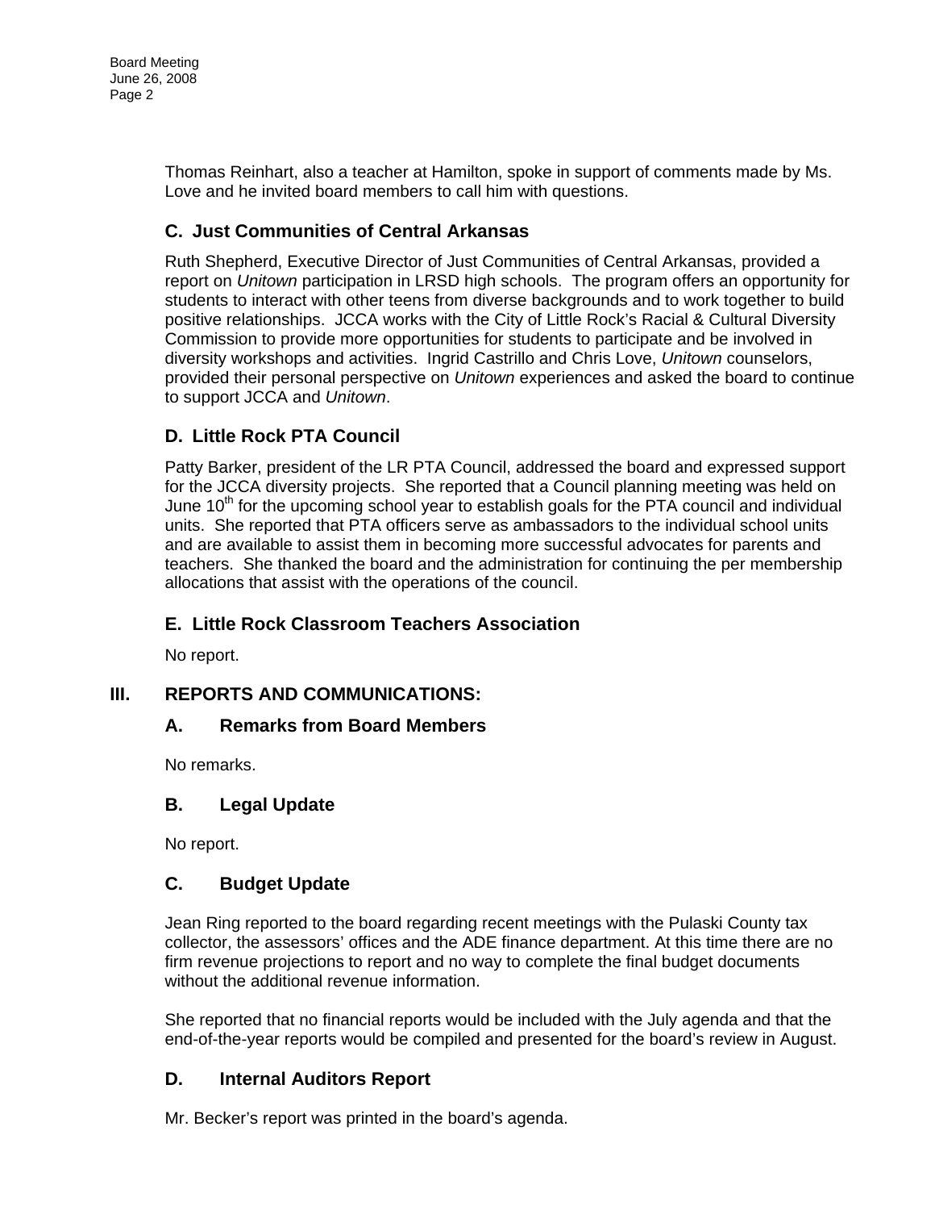Thomas Reinhart, also a teacher at Hamilton, spoke in support of comments made by Ms. Love and he invited board members to call him with questions.

### C. Just Communities of Central Arkansas

Ruth Shepherd, Executive Director of Just Communities of Central Arkansas, provided a report on *Unitown* participation in LRSD high schools. The program offers an opportunity for students to interact with other teens from diverse backgrounds and to work together to build positive relationships. JCCA works with the City of Little Rock's Racial & Cultural Diversity Commission to provide more opportunities for students to participate and be involved in diversity workshops and activities. Ingrid Castrillo and Chris Love, *Unitown* counselors, provided their personal perspective on *Unitown* experiences and asked the board to continue to support JCCA and *Unitown*.

### D. Little Rock PTA Council

Patty Barker, president of the LR PTA Council, addressed the board and expressed support for the JCCA diversity projects. She reported that a Council planning meeting was held on June 10th for the upcoming school year to establish goals for the PTA council and individual units. She reported that PTA officers serve as ambassadors to the individual school units and are available to assist them in becoming more successful advocates for parents and teachers. She thanked the board and the administration for continuing the per membership allocations that assist with the operations of the council.

### E. Little Rock Classroom Teachers Association

No report.

## III. REPORTS AND COMMUNICATIONS:

### A. Remarks from Board Members

No remarks.

### B. Legal Update

No report.

### C. Budget Update

Jean Ring reported to the board regarding recent meetings with the Pulaski County tax collector, the assessors' offices and the ADE finance department. At this time there are no firm revenue projections to report and no way to complete the final budget documents without the additional revenue information.

She reported that no financial reports would be included with the July agenda and that the end-of-the-year reports would be compiled and presented for the board's review in August.

### D. Internal Auditors Report

Mr. Becker's report was printed in the board's agenda.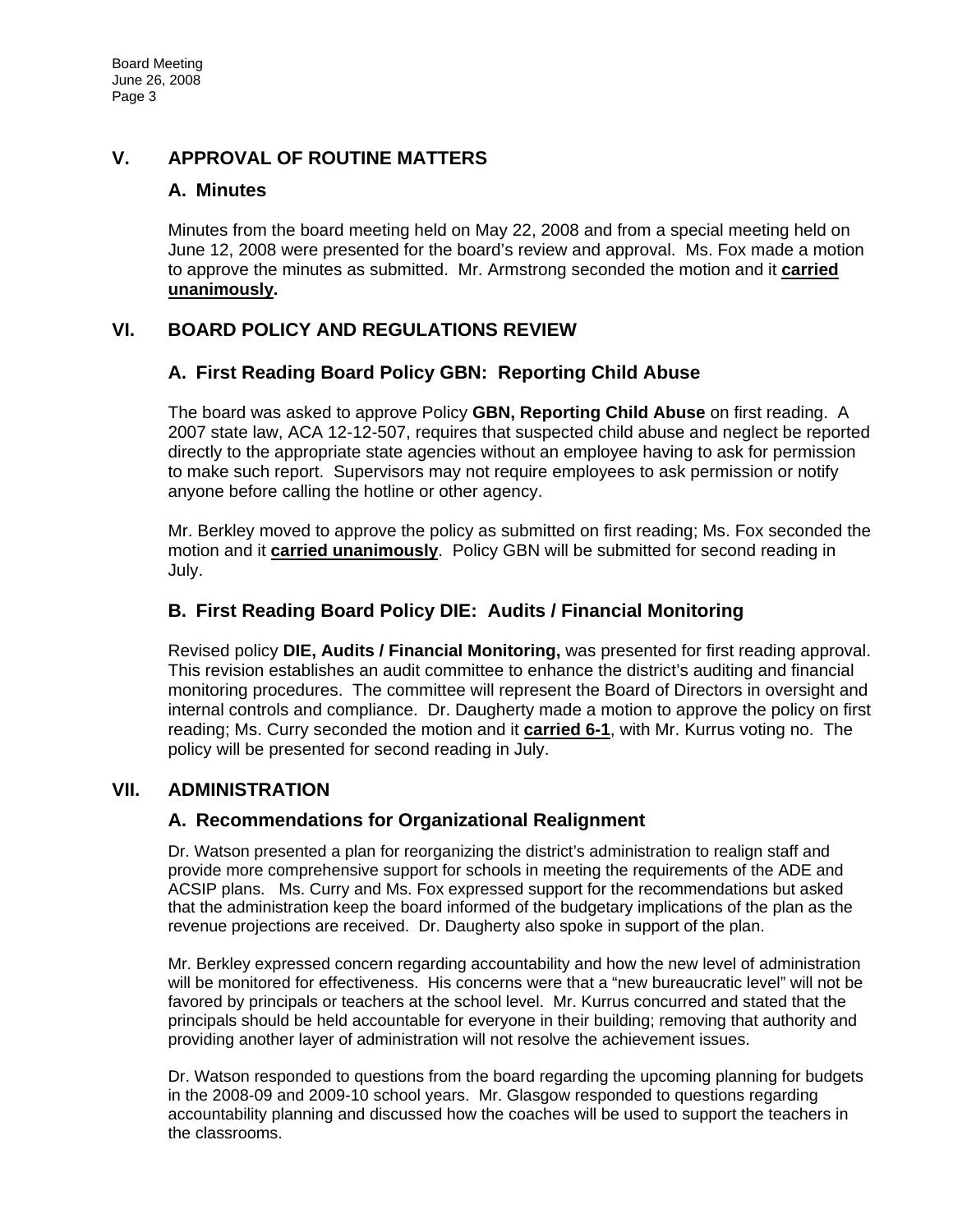## V. APPROVAL OF ROUTINE MATTERS

### A. Minutes

Minutes from the board meeting held on May 22, 2008 and from a special meeting held on June 12, 2008 were presented for the board's review and approval. Ms. Fox made a motion to approve the minutes as submitted. Mr. Armstrong seconded the motion and it **carried unanimously**.

## VI. BOARD POLICY AND REGULATIONS REVIEW

### A. First Reading Board Policy GBN: Reporting Child Abuse

The board was asked to approve Policy **GBN, Reporting Child Abuse** on first reading. A 2007 state law, ACA 12-12-507, requires that suspected child abuse and neglect be reported directly to the appropriate state agencies without an employee having to ask for permission to make such report. Supervisors may not require employees to ask permission or notify anyone before calling the hotline or other agency.

Mr. Berkley moved to approve the policy as submitted on first reading; Ms. Fox seconded the motion and it **carried unanimously**. Policy GBN will be submitted for second reading in July.

### B. First Reading Board Policy DIE: Audits / Financial Monitoring

Revised policy **DIE, Audits / Financial Monitoring,** was presented for first reading approval. This revision establishes an audit committee to enhance the district's auditing and financial monitoring procedures. The committee will represent the Board of Directors in oversight and internal controls and compliance. Dr. Daugherty made a motion to approve the policy on first reading; Ms. Curry seconded the motion and it **carried 6-1**, with Mr. Kurrus voting no. The policy will be presented for second reading in July.

## VII. ADMINISTRATION

### A. Recommendations for Organizational Realignment

Dr. Watson presented a plan for reorganizing the district's administration to realign staff and provide more comprehensive support for schools in meeting the requirements of the ADE and ACSIP plans. Ms. Curry and Ms. Fox expressed support for the recommendations but asked that the administration keep the board informed of the budgetary implications of the plan as the revenue projections are received. Dr. Daugherty also spoke in support of the plan.

Mr. Berkley expressed concern regarding accountability and how the new level of administration will be monitored for effectiveness. His concerns were that a "new bureaucratic level" will not be favored by principals or teachers at the school level. Mr. Kurrus concurred and stated that the principals should be held accountable for everyone in their building; removing that authority and providing another layer of administration will not resolve the achievement issues.

Dr. Watson responded to questions from the board regarding the upcoming planning for budgets in the 2008-09 and 2009-10 school years. Mr. Glasgow responded to questions regarding accountability planning and discussed how the coaches will be used to support the teachers in the classrooms.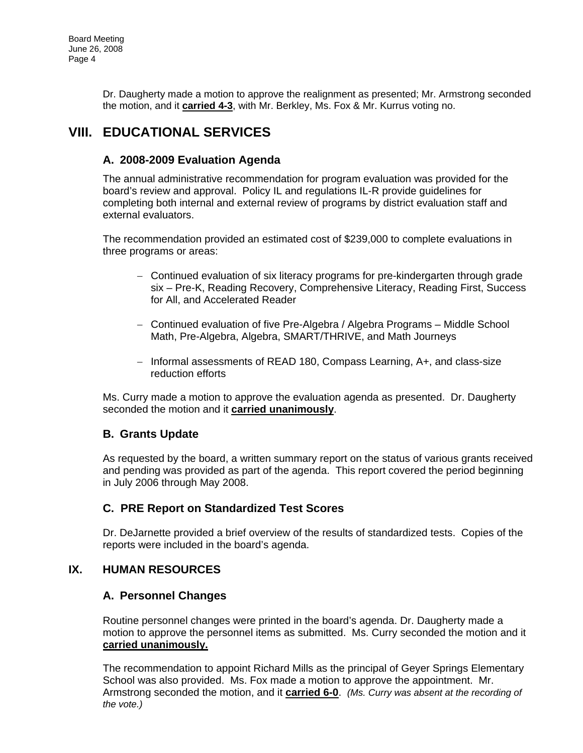Dr. Daugherty made a motion to approve the realignment as presented; Mr. Armstrong seconded the motion, and it **carried 4-3**, with Mr. Berkley, Ms. Fox & Mr. Kurrus voting no.

## VIII. EDUCATIONAL SERVICES

### A. 2008-2009 Evaluation Agenda

The annual administrative recommendation for program evaluation was provided for the board's review and approval. Policy IL and regulations IL-R provide guidelines for completing both internal and external review of programs by district evaluation staff and external evaluators.

The recommendation provided an estimated cost of $239,000 to complete evaluations in three programs or areas:

- Continued evaluation of six literacy programs for pre-kindergarten through grade six – Pre-K, Reading Recovery, Comprehensive Literacy, Reading First, Success for All, and Accelerated Reader
- Continued evaluation of five Pre-Algebra / Algebra Programs – Middle School Math, Pre-Algebra, Algebra, SMART/THRIVE, and Math Journeys
- Informal assessments of READ 180, Compass Learning, A+, and class-size reduction efforts

Ms. Curry made a motion to approve the evaluation agenda as presented. Dr. Daugherty seconded the motion and it **carried unanimously**.

### B. Grants Update

As requested by the board, a written summary report on the status of various grants received and pending was provided as part of the agenda. This report covered the period beginning in July 2006 through May 2008.

### C. PRE Report on Standardized Test Scores

Dr. DeJarnette provided a brief overview of the results of standardized tests. Copies of the reports were included in the board's agenda.

## IX. HUMAN RESOURCES

### A. Personnel Changes

Routine personnel changes were printed in the board's agenda. Dr. Daugherty made a motion to approve the personnel items as submitted. Ms. Curry seconded the motion and it **carried unanimously.**

The recommendation to appoint Richard Mills as the principal of Geyer Springs Elementary School was also provided. Ms. Fox made a motion to approve the appointment. Mr. Armstrong seconded the motion, and it **carried 6-0**. *(Ms. Curry was absent at the recording of the vote.)*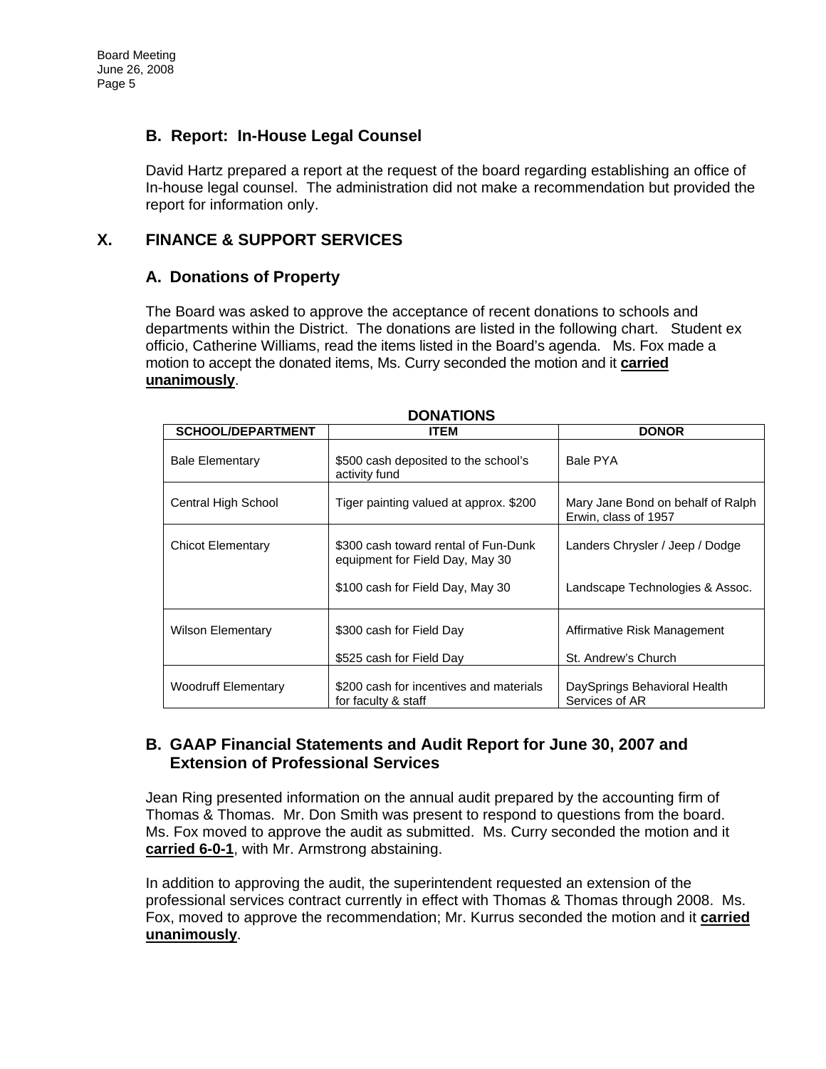### B. Report: In-House Legal Counsel

David Hartz prepared a report at the request of the board regarding establishing an office of In-house legal counsel. The administration did not make a recommendation but provided the report for information only.

## X. FINANCE & SUPPORT SERVICES

### A. Donations of Property

The Board was asked to approve the acceptance of recent donations to schools and departments within the District. The donations are listed in the following chart. Student ex officio, Catherine Williams, read the items listed in the Board's agenda. Ms. Fox made a motion to accept the donated items, Ms. Curry seconded the motion and it **carried unanimously**.

**DONATIONS**

| SCHOOL/DEPARTMENT | ITEM | DONOR |
|---|---|---|
| Bale Elementary | $500 cash deposited to the school's activity fund | Bale PYA |
| Central High School | Tiger painting valued at approx. $200 | Mary Jane Bond on behalf of Ralph Erwin, class of 1957 |
| Chicot Elementary | $300 cash toward rental of Fun-Dunk equipment for Field Day, May 30 | Landers Chrysler / Jeep / Dodge |
| | $100 cash for Field Day, May 30 | Landscape Technologies & Assoc. |
| Wilson Elementary | $300 cash for Field Day | Affirmative Risk Management |
| | $525 cash for Field Day | St. Andrew's Church |
| Woodruff Elementary | $200 cash for incentives and materials for faculty & staff | DaySprings Behavioral Health Services of AR |

### B. GAAP Financial Statements and Audit Report for June 30, 2007 and Extension of Professional Services

Jean Ring presented information on the annual audit prepared by the accounting firm of Thomas & Thomas. Mr. Don Smith was present to respond to questions from the board. Ms. Fox moved to approve the audit as submitted. Ms. Curry seconded the motion and it **carried 6-0-1**, with Mr. Armstrong abstaining.

In addition to approving the audit, the superintendent requested an extension of the professional services contract currently in effect with Thomas & Thomas through 2008. Ms. Fox, moved to approve the recommendation; Mr. Kurrus seconded the motion and it **carried unanimously**.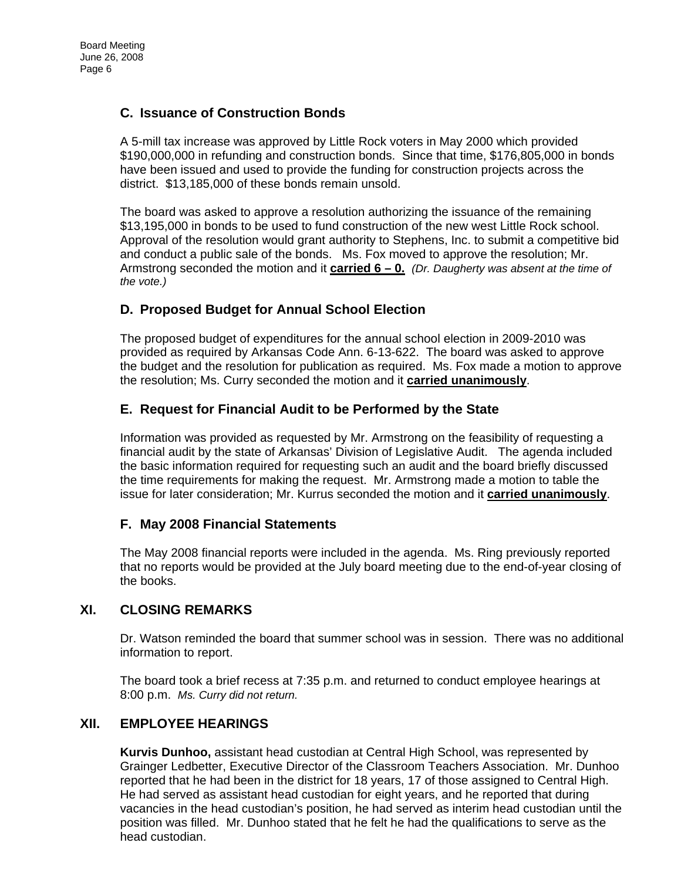### C. Issuance of Construction Bonds

A 5-mill tax increase was approved by Little Rock voters in May 2000 which provided $190,000,000 in refunding and construction bonds. Since that time, $176,805,000 in bonds have been issued and used to provide the funding for construction projects across the district. $13,185,000 of these bonds remain unsold.

The board was asked to approve a resolution authorizing the issuance of the remaining $13,195,000 in bonds to be used to fund construction of the new west Little Rock school. Approval of the resolution would grant authority to Stephens, Inc. to submit a competitive bid and conduct a public sale of the bonds. Ms. Fox moved to approve the resolution; Mr. Armstrong seconded the motion and it **carried 6 – 0.** *(Dr. Daugherty was absent at the time of the vote.)*

### D. Proposed Budget for Annual School Election

The proposed budget of expenditures for the annual school election in 2009-2010 was provided as required by Arkansas Code Ann. 6-13-622. The board was asked to approve the budget and the resolution for publication as required. Ms. Fox made a motion to approve the resolution; Ms. Curry seconded the motion and it **carried unanimously**.

### E. Request for Financial Audit to be Performed by the State

Information was provided as requested by Mr. Armstrong on the feasibility of requesting a financial audit by the state of Arkansas' Division of Legislative Audit. The agenda included the basic information required for requesting such an audit and the board briefly discussed the time requirements for making the request. Mr. Armstrong made a motion to table the issue for later consideration; Mr. Kurrus seconded the motion and it **carried unanimously**.

### F. May 2008 Financial Statements

The May 2008 financial reports were included in the agenda. Ms. Ring previously reported that no reports would be provided at the July board meeting due to the end-of-year closing of the books.

## XI. CLOSING REMARKS

Dr. Watson reminded the board that summer school was in session. There was no additional information to report.

The board took a brief recess at 7:35 p.m. and returned to conduct employee hearings at 8:00 p.m. *Ms. Curry did not return.*

## XII. EMPLOYEE HEARINGS

**Kurvis Dunhoo,** assistant head custodian at Central High School, was represented by Grainger Ledbetter, Executive Director of the Classroom Teachers Association. Mr. Dunhoo reported that he had been in the district for 18 years, 17 of those assigned to Central High. He had served as assistant head custodian for eight years, and he reported that during vacancies in the head custodian's position, he had served as interim head custodian until the position was filled. Mr. Dunhoo stated that he felt he had the qualifications to serve as the head custodian.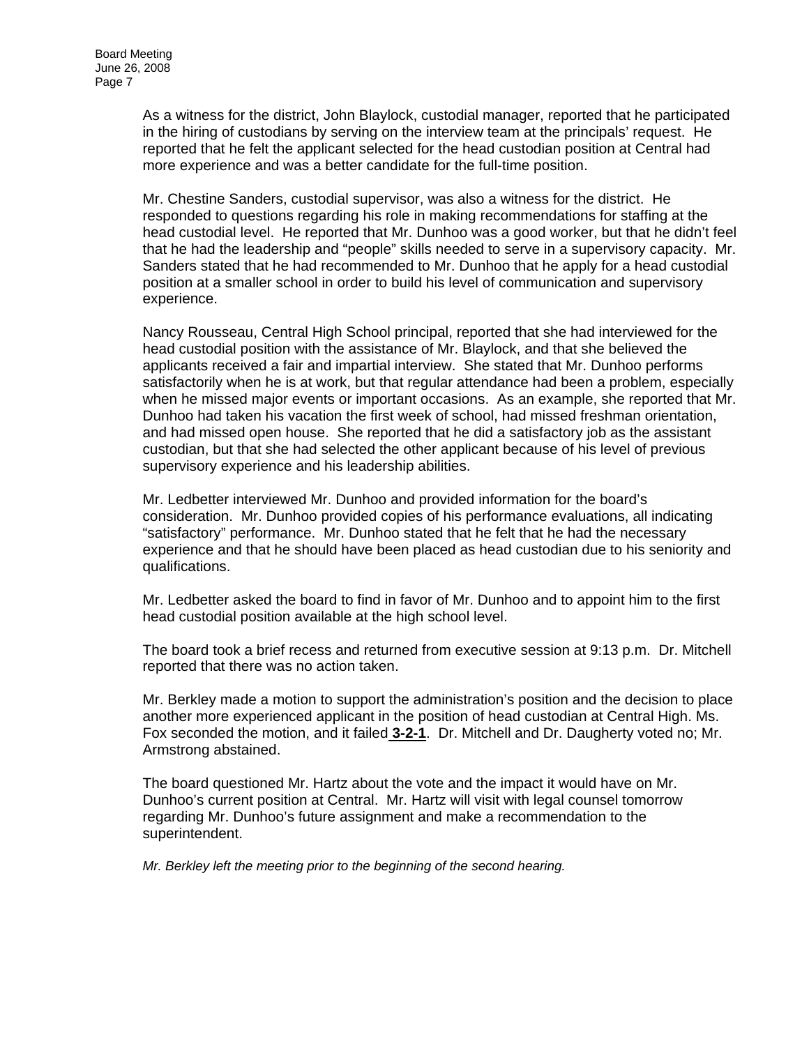As a witness for the district, John Blaylock, custodial manager, reported that he participated in the hiring of custodians by serving on the interview team at the principals' request. He reported that he felt the applicant selected for the head custodian position at Central had more experience and was a better candidate for the full-time position.

Mr. Chestine Sanders, custodial supervisor, was also a witness for the district. He responded to questions regarding his role in making recommendations for staffing at the head custodial level. He reported that Mr. Dunhoo was a good worker, but that he didn't feel that he had the leadership and "people" skills needed to serve in a supervisory capacity. Mr. Sanders stated that he had recommended to Mr. Dunhoo that he apply for a head custodial position at a smaller school in order to build his level of communication and supervisory experience.

Nancy Rousseau, Central High School principal, reported that she had interviewed for the head custodial position with the assistance of Mr. Blaylock, and that she believed the applicants received a fair and impartial interview. She stated that Mr. Dunhoo performs satisfactorily when he is at work, but that regular attendance had been a problem, especially when he missed major events or important occasions. As an example, she reported that Mr. Dunhoo had taken his vacation the first week of school, had missed freshman orientation, and had missed open house. She reported that he did a satisfactory job as the assistant custodian, but that she had selected the other applicant because of his level of previous supervisory experience and his leadership abilities.

Mr. Ledbetter interviewed Mr. Dunhoo and provided information for the board's consideration. Mr. Dunhoo provided copies of his performance evaluations, all indicating "satisfactory" performance. Mr. Dunhoo stated that he felt that he had the necessary experience and that he should have been placed as head custodian due to his seniority and qualifications.

Mr. Ledbetter asked the board to find in favor of Mr. Dunhoo and to appoint him to the first head custodial position available at the high school level.

The board took a brief recess and returned from executive session at 9:13 p.m. Dr. Mitchell reported that there was no action taken.

Mr. Berkley made a motion to support the administration's position and the decision to place another more experienced applicant in the position of head custodian at Central High. Ms. Fox seconded the motion, and it failed **3-2-1**. Dr. Mitchell and Dr. Daugherty voted no; Mr. Armstrong abstained.

The board questioned Mr. Hartz about the vote and the impact it would have on Mr. Dunhoo's current position at Central. Mr. Hartz will visit with legal counsel tomorrow regarding Mr. Dunhoo's future assignment and make a recommendation to the superintendent.

*Mr. Berkley left the meeting prior to the beginning of the second hearing.*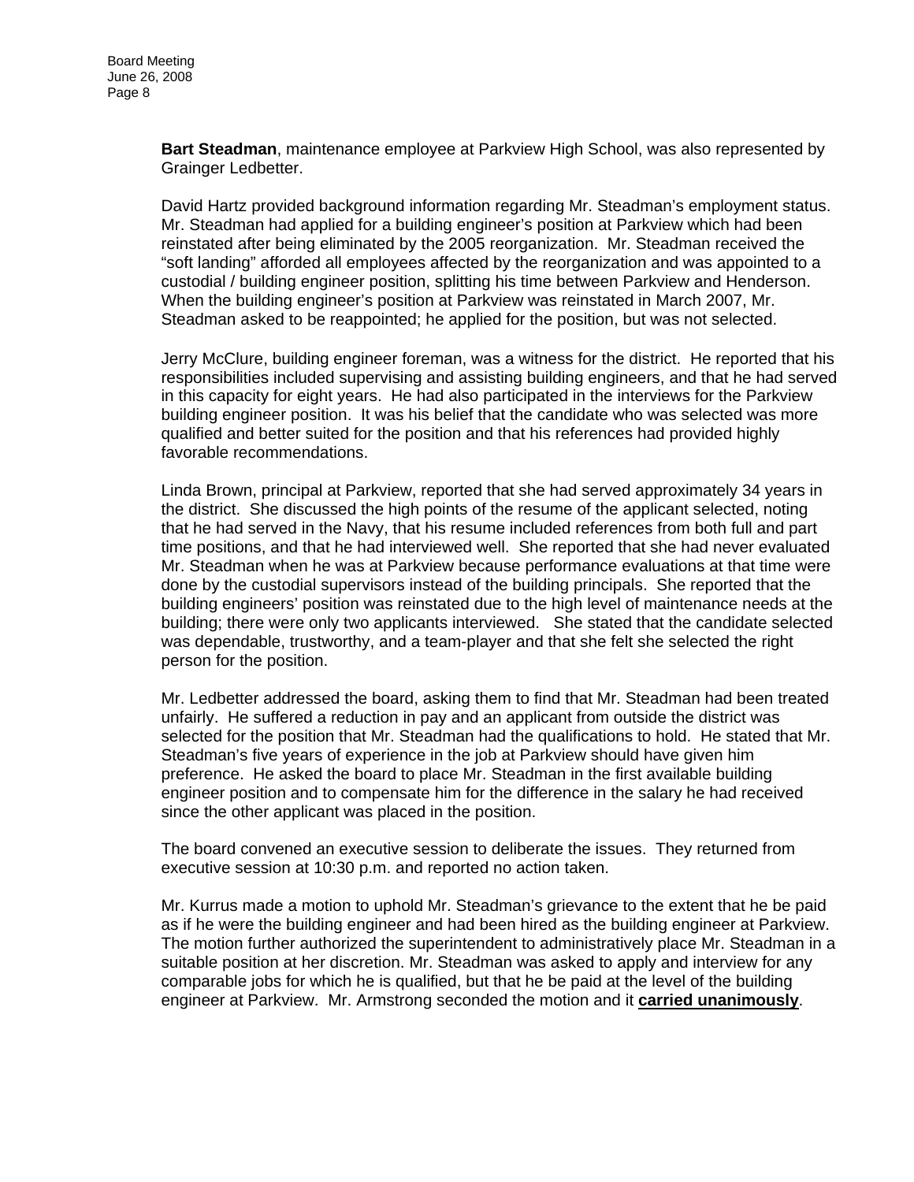**Bart Steadman**, maintenance employee at Parkview High School, was also represented by Grainger Ledbetter.

David Hartz provided background information regarding Mr. Steadman's employment status. Mr. Steadman had applied for a building engineer's position at Parkview which had been reinstated after being eliminated by the 2005 reorganization. Mr. Steadman received the "soft landing" afforded all employees affected by the reorganization and was appointed to a custodial / building engineer position, splitting his time between Parkview and Henderson. When the building engineer's position at Parkview was reinstated in March 2007, Mr. Steadman asked to be reappointed; he applied for the position, but was not selected.

Jerry McClure, building engineer foreman, was a witness for the district. He reported that his responsibilities included supervising and assisting building engineers, and that he had served in this capacity for eight years. He had also participated in the interviews for the Parkview building engineer position. It was his belief that the candidate who was selected was more qualified and better suited for the position and that his references had provided highly favorable recommendations.

Linda Brown, principal at Parkview, reported that she had served approximately 34 years in the district. She discussed the high points of the resume of the applicant selected, noting that he had served in the Navy, that his resume included references from both full and part time positions, and that he had interviewed well. She reported that she had never evaluated Mr. Steadman when he was at Parkview because performance evaluations at that time were done by the custodial supervisors instead of the building principals. She reported that the building engineers' position was reinstated due to the high level of maintenance needs at the building; there were only two applicants interviewed. She stated that the candidate selected was dependable, trustworthy, and a team-player and that she felt she selected the right person for the position.

Mr. Ledbetter addressed the board, asking them to find that Mr. Steadman had been treated unfairly. He suffered a reduction in pay and an applicant from outside the district was selected for the position that Mr. Steadman had the qualifications to hold. He stated that Mr. Steadman's five years of experience in the job at Parkview should have given him preference. He asked the board to place Mr. Steadman in the first available building engineer position and to compensate him for the difference in the salary he had received since the other applicant was placed in the position.

The board convened an executive session to deliberate the issues. They returned from executive session at 10:30 p.m. and reported no action taken.

Mr. Kurrus made a motion to uphold Mr. Steadman's grievance to the extent that he be paid as if he were the building engineer and had been hired as the building engineer at Parkview. The motion further authorized the superintendent to administratively place Mr. Steadman in a suitable position at her discretion. Mr. Steadman was asked to apply and interview for any comparable jobs for which he is qualified, but that he be paid at the level of the building engineer at Parkview. Mr. Armstrong seconded the motion and it **carried unanimously**.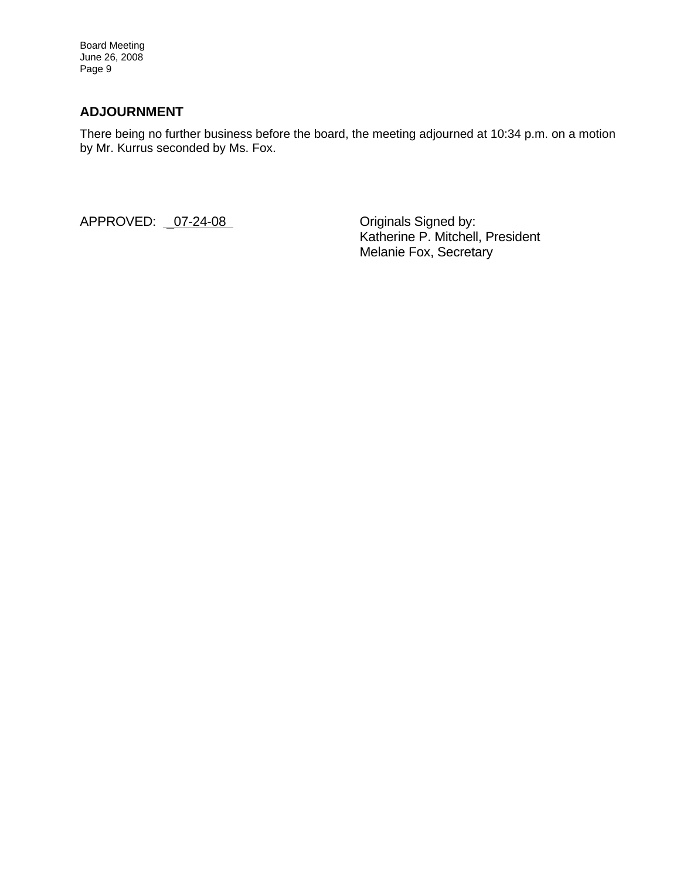## ADJOURNMENT

There being no further business before the board, the meeting adjourned at 10:34 p.m. on a motion by Mr. Kurrus seconded by Ms. Fox.

APPROVED: _07-24-08_

Originals Signed by:
Katherine P. Mitchell, President
Melanie Fox, Secretary